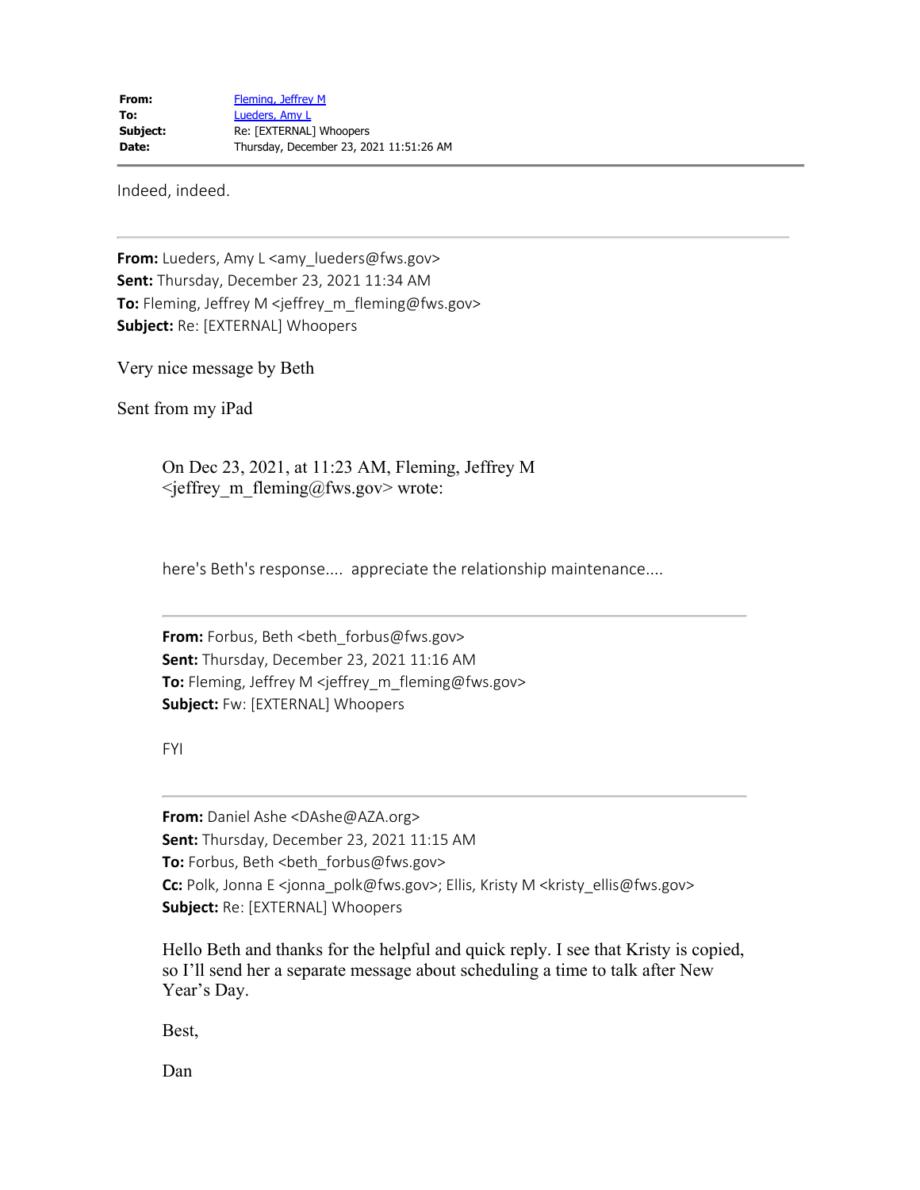**From:** Fleming, Jeffrey M
**To:** Lueders, Amy L
**Subject:** Re: [EXTERNAL] Whoopers
**Date:** Thursday, December 23, 2021 11:51:26 AM

---

Indeed, indeed.

---

**From:** Lueders, Amy L <amy_lueders@fws.gov>
**Sent:** Thursday, December 23, 2021 11:34 AM
**To:** Fleming, Jeffrey M <jeffrey_m_fleming@fws.gov>
**Subject:** Re: [EXTERNAL] Whoopers

Very nice message by Beth

Sent from my iPad

> On Dec 23, 2021, at 11:23 AM, Fleming, Jeffrey M <jeffrey_m_fleming@fws.gov> wrote:
>
> here's Beth's response.... appreciate the relationship maintenance....
>
> ---
>
> **From:** Forbus, Beth <beth_forbus@fws.gov>
> **Sent:** Thursday, December 23, 2021 11:16 AM
> **To:** Fleming, Jeffrey M <jeffrey_m_fleming@fws.gov>
> **Subject:** Fw: [EXTERNAL] Whoopers
>
> FYI
>
> ---
>
> **From:** Daniel Ashe <DAshe@AZA.org>
> **Sent:** Thursday, December 23, 2021 11:15 AM
> **To:** Forbus, Beth <beth_forbus@fws.gov>
> **Cc:** Polk, Jonna E <jonna_polk@fws.gov>; Ellis, Kristy M <kristy_ellis@fws.gov>
> **Subject:** Re: [EXTERNAL] Whoopers
>
> Hello Beth and thanks for the helpful and quick reply. I see that Kristy is copied, so I'll send her a separate message about scheduling a time to talk after New Year's Day.
>
> Best,
>
> Dan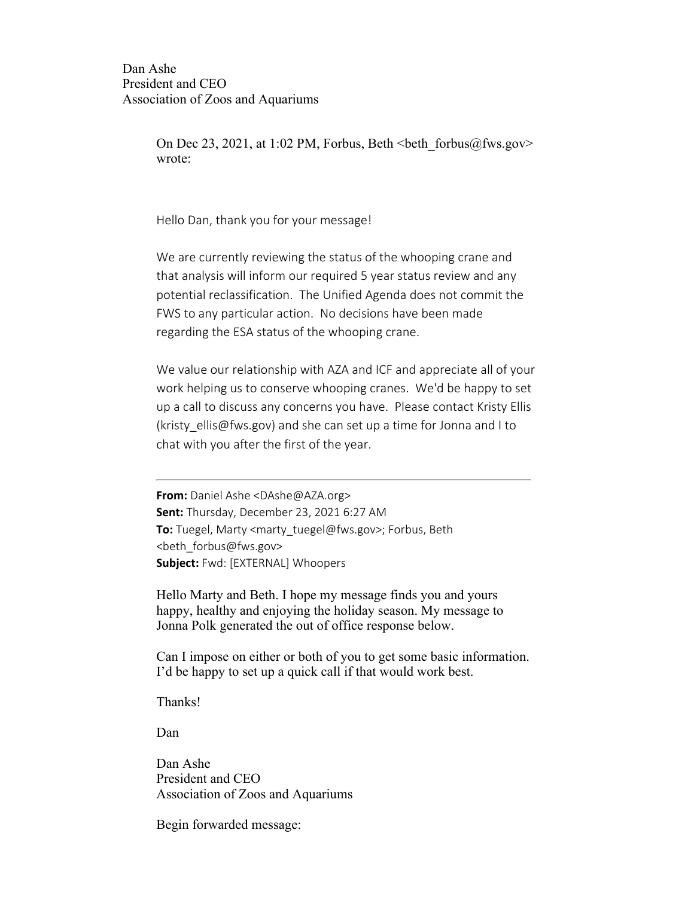Dan Ashe
President and CEO
Association of Zoos and Aquariums

> On Dec 23, 2021, at 1:02 PM, Forbus, Beth <beth_forbus@fws.gov> wrote:
>
> Hello Dan, thank you for your message!
>
> We are currently reviewing the status of the whooping crane and that analysis will inform our required 5 year status review and any potential reclassification. The Unified Agenda does not commit the FWS to any particular action. No decisions have been made regarding the ESA status of the whooping crane.
>
> We value our relationship with AZA and ICF and appreciate all of your work helping us to conserve whooping cranes. We'd be happy to set up a call to discuss any concerns you have. Please contact Kristy Ellis (kristy_ellis@fws.gov) and she can set up a time for Jonna and I to chat with you after the first of the year.
>
> ---
>
> **From:** Daniel Ashe <DAshe@AZA.org>
> **Sent:** Thursday, December 23, 2021 6:27 AM
> **To:** Tuegel, Marty <marty_tuegel@fws.gov>; Forbus, Beth <beth_forbus@fws.gov>
> **Subject:** Fwd: [EXTERNAL] Whoopers
>
> Hello Marty and Beth. I hope my message finds you and yours happy, healthy and enjoying the holiday season. My message to Jonna Polk generated the out of office response below.
>
> Can I impose on either or both of you to get some basic information. I'd be happy to set up a quick call if that would work best.
>
> Thanks!
>
> Dan
>
> Dan Ashe
> President and CEO
> Association of Zoos and Aquariums
>
> Begin forwarded message: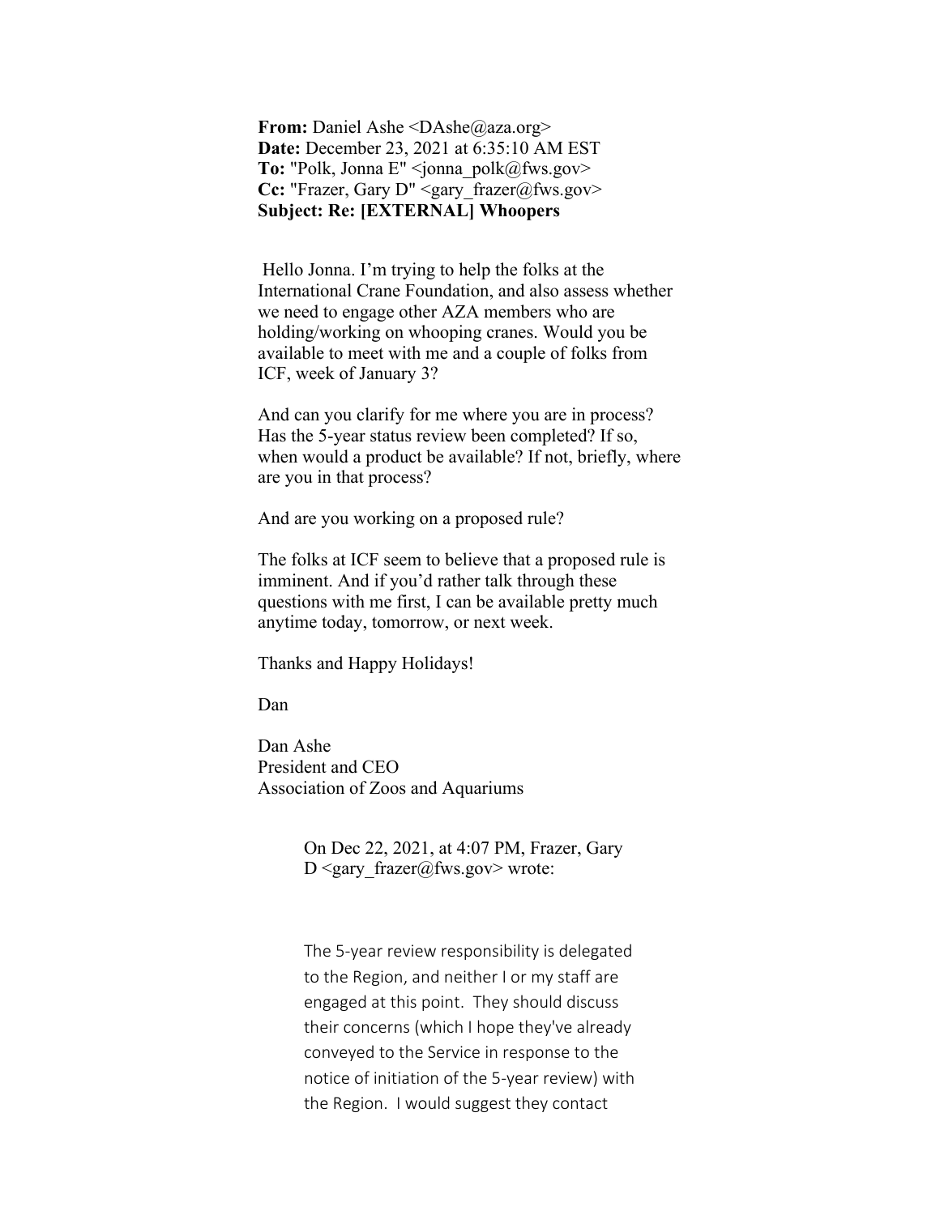**From:** Daniel Ashe <DAshe@aza.org>
**Date:** December 23, 2021 at 6:35:10 AM EST
**To:** "Polk, Jonna E" <jonna_polk@fws.gov>
**Cc:** "Frazer, Gary D" <gary_frazer@fws.gov>
**Subject: Re: [EXTERNAL] Whoopers**

Hello Jonna. I'm trying to help the folks at the International Crane Foundation, and also assess whether we need to engage other AZA members who are holding/working on whooping cranes. Would you be available to meet with me and a couple of folks from ICF, week of January 3?

And can you clarify for me where you are in process? Has the 5-year status review been completed? If so, when would a product be available? If not, briefly, where are you in that process?

And are you working on a proposed rule?

The folks at ICF seem to believe that a proposed rule is imminent. And if you'd rather talk through these questions with me first, I can be available pretty much anytime today, tomorrow, or next week.

Thanks and Happy Holidays!

Dan

Dan Ashe
President and CEO
Association of Zoos and Aquariums

> On Dec 22, 2021, at 4:07 PM, Frazer, Gary D <gary_frazer@fws.gov> wrote:
>
> The 5-year review responsibility is delegated to the Region, and neither I or my staff are engaged at this point. They should discuss their concerns (which I hope they've already conveyed to the Service in response to the notice of initiation of the 5-year review) with the Region. I would suggest they contact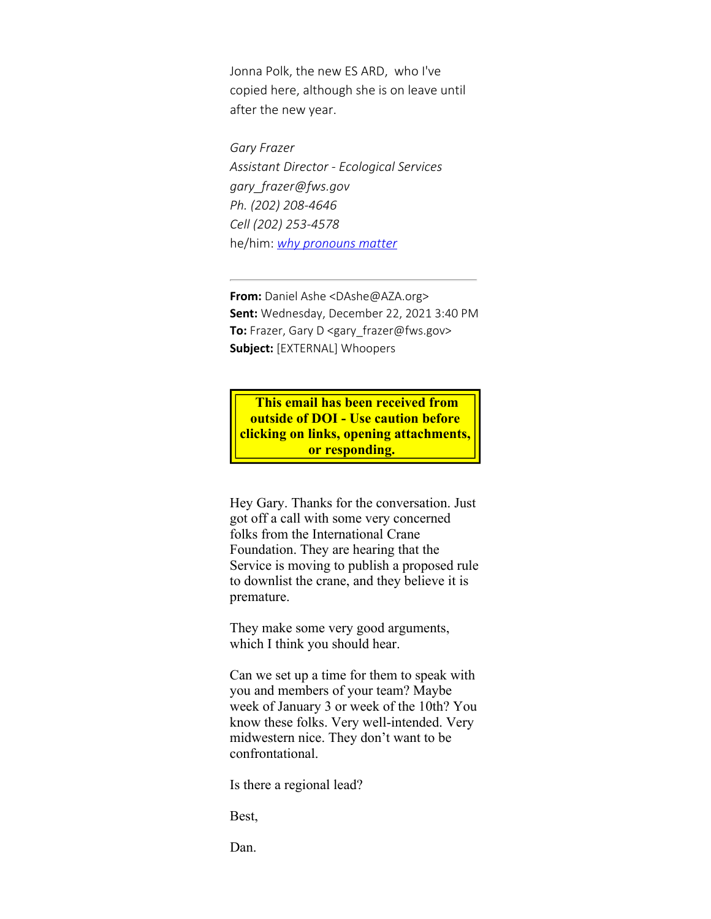Jonna Polk, the new ES ARD, who I've copied here, although she is on leave until after the new year.

*Gary Frazer*
*Assistant Director - Ecological Services*
*gary_frazer@fws.gov*
*Ph. (202) 208-4646*
*Cell (202) 253-4578*
he/him: *why pronouns matter*

---

**From:** Daniel Ashe <DAshe@AZA.org>
**Sent:** Wednesday, December 22, 2021 3:40 PM
**To:** Frazer, Gary D <gary_frazer@fws.gov>
**Subject:** [EXTERNAL] Whoopers

**This email has been received from outside of DOI - Use caution before clicking on links, opening attachments, or responding.**

Hey Gary. Thanks for the conversation. Just got off a call with some very concerned folks from the International Crane Foundation. They are hearing that the Service is moving to publish a proposed rule to downlist the crane, and they believe it is premature.

They make some very good arguments, which I think you should hear.

Can we set up a time for them to speak with you and members of your team? Maybe week of January 3 or week of the 10th? You know these folks. Very well-intended. Very midwestern nice. They don't want to be confrontational.

Is there a regional lead?

Best,

Dan.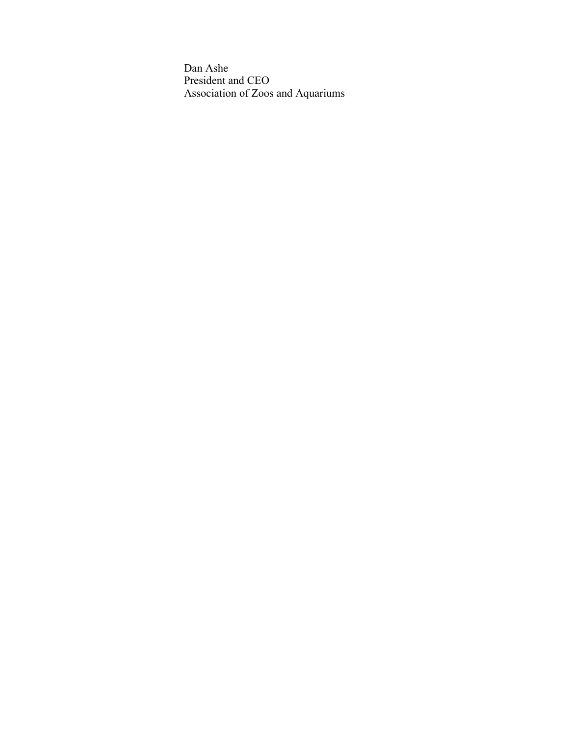Dan Ashe
President and CEO
Association of Zoos and Aquariums